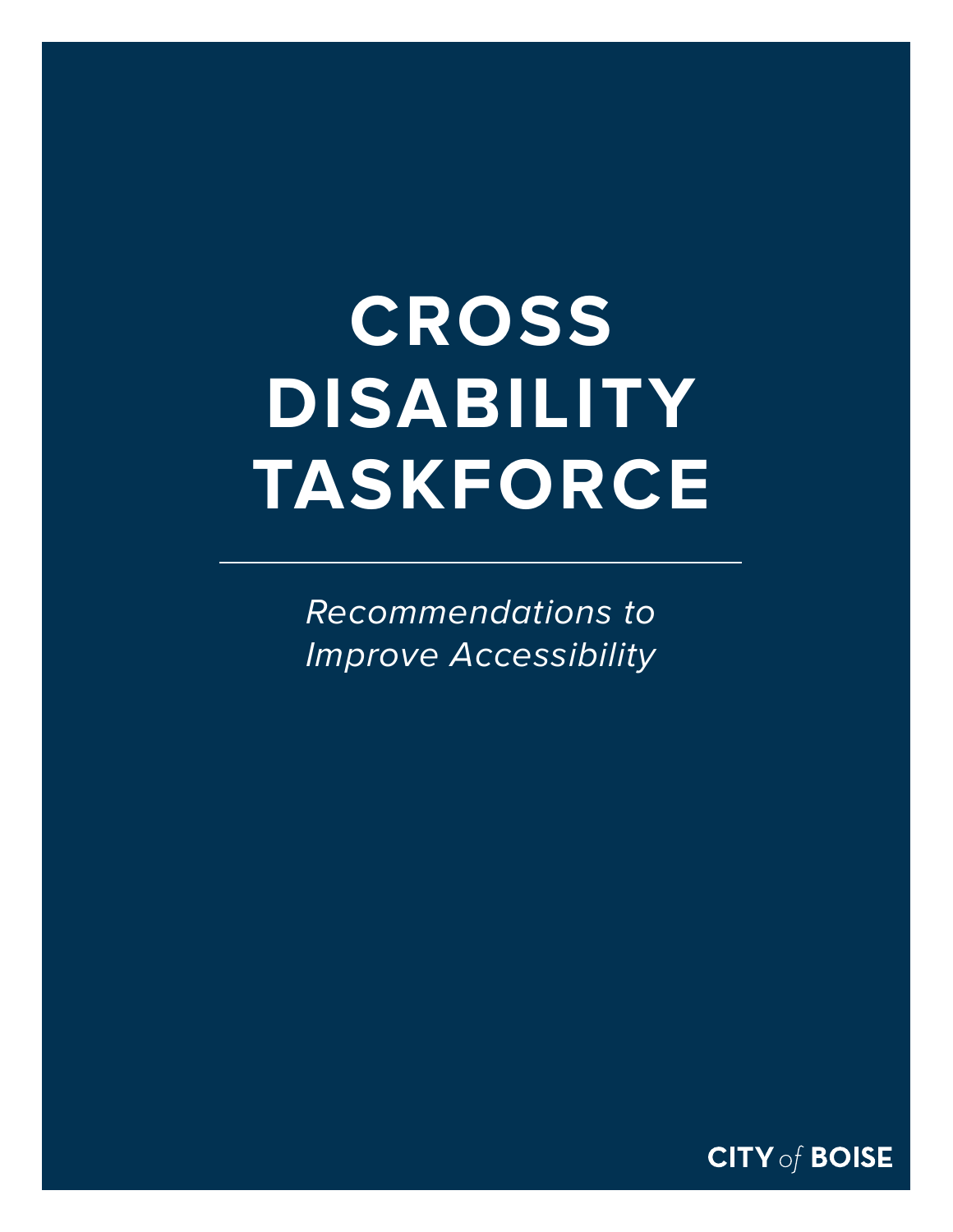# CROSS DISABILITY TASKFORCE

*Recommendations to Improve Accessibility*

CITY *of* BOISE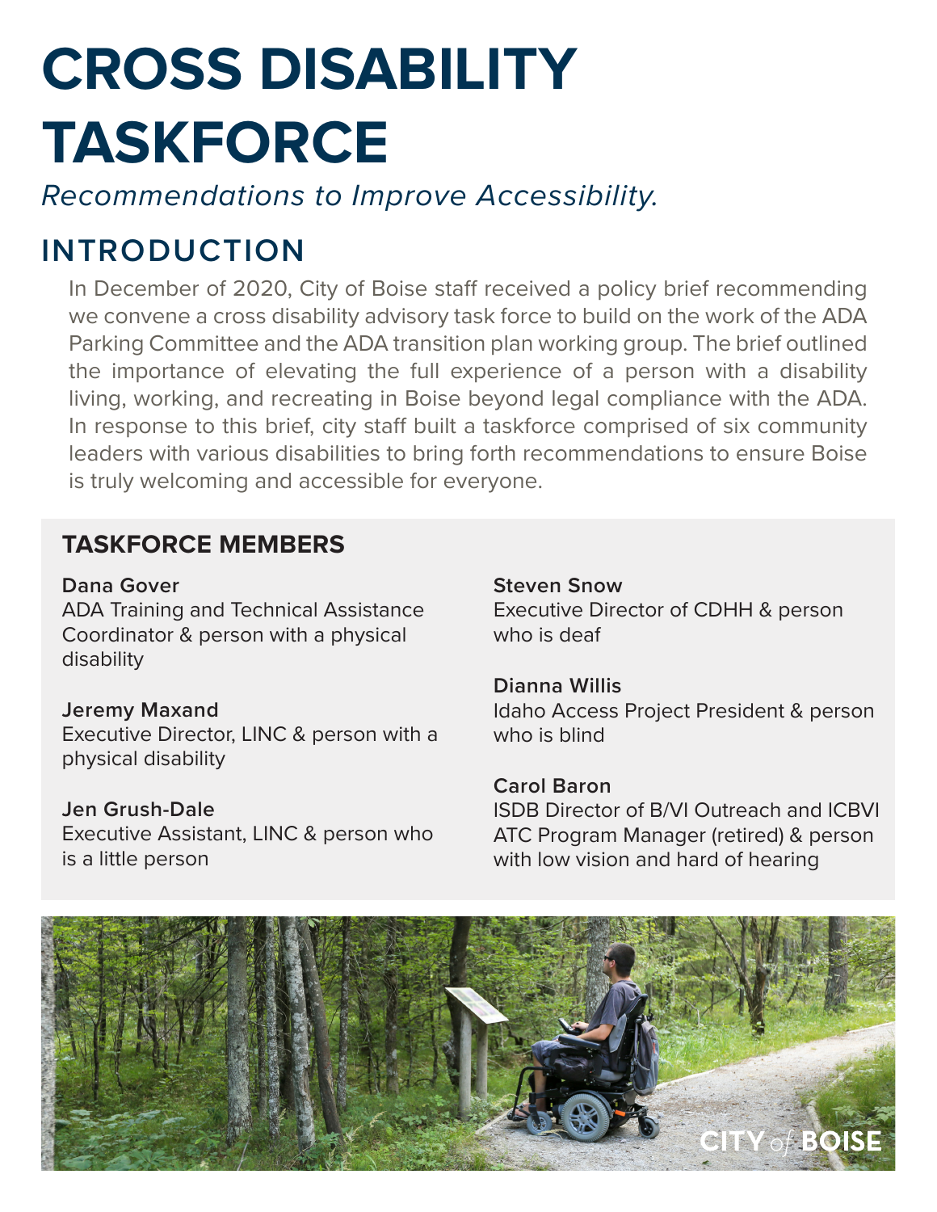# CROSS DISABILITY TASKFORCE

*Recommendations to Improve Accessibility.*

## INTRODUCTION

In December of 2020, City of Boise staff received a policy brief recommending we convene a cross disability advisory task force to build on the work of the ADA Parking Committee and the ADA transition plan working group. The brief outlined the importance of elevating the full experience of a person with a disability living, working, and recreating in Boise beyond legal compliance with the ADA. In response to this brief, city staff built a taskforce comprised of six community leaders with various disabilities to bring forth recommendations to ensure Boise is truly welcoming and accessible for everyone.

### TASKFORCE MEMBERS

**Dana Gover**
ADA Training and Technical Assistance Coordinator & person with a physical disability

**Jeremy Maxand**
Executive Director, LINC & person with a physical disability

**Jen Grush-Dale**
Executive Assistant, LINC & person who is a little person

**Steven Snow**
Executive Director of CDHH & person who is deaf

**Dianna Willis**
Idaho Access Project President & person who is blind

**Carol Baron**
ISDB Director of B/VI Outreach and ICBVI ATC Program Manager (retired) & person with low vision and hard of hearing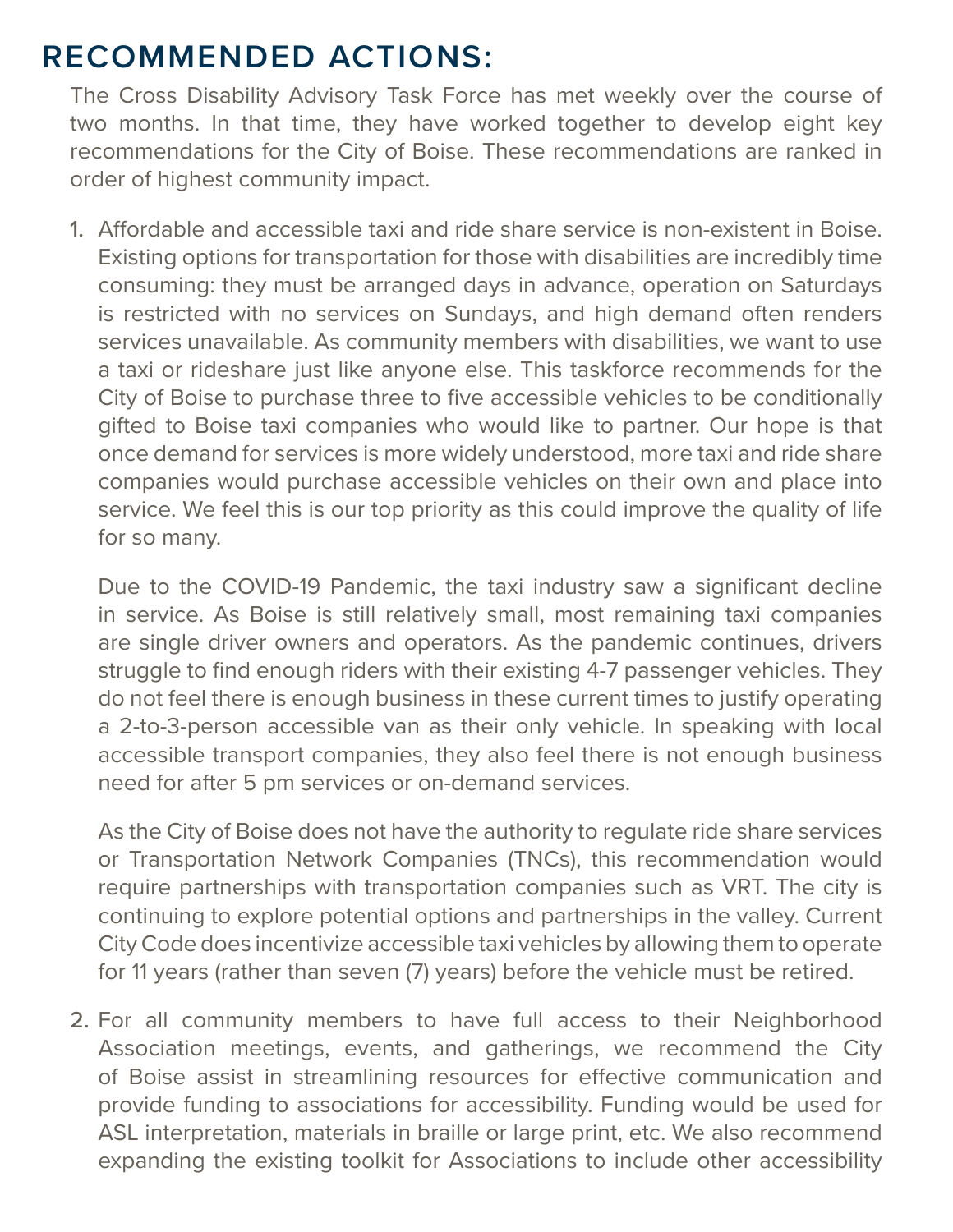# RECOMMENDED ACTIONS:

The Cross Disability Advisory Task Force has met weekly over the course of two months. In that time, they have worked together to develop eight key recommendations for the City of Boise. These recommendations are ranked in order of highest community impact.

1. Affordable and accessible taxi and ride share service is non-existent in Boise. Existing options for transportation for those with disabilities are incredibly time consuming: they must be arranged days in advance, operation on Saturdays is restricted with no services on Sundays, and high demand often renders services unavailable. As community members with disabilities, we want to use a taxi or rideshare just like anyone else. This taskforce recommends for the City of Boise to purchase three to five accessible vehicles to be conditionally gifted to Boise taxi companies who would like to partner. Our hope is that once demand for services is more widely understood, more taxi and ride share companies would purchase accessible vehicles on their own and place into service. We feel this is our top priority as this could improve the quality of life for so many.

   Due to the COVID-19 Pandemic, the taxi industry saw a significant decline in service. As Boise is still relatively small, most remaining taxi companies are single driver owners and operators. As the pandemic continues, drivers struggle to find enough riders with their existing 4-7 passenger vehicles. They do not feel there is enough business in these current times to justify operating a 2-to-3-person accessible van as their only vehicle. In speaking with local accessible transport companies, they also feel there is not enough business need for after 5 pm services or on-demand services.

   As the City of Boise does not have the authority to regulate ride share services or Transportation Network Companies (TNCs), this recommendation would require partnerships with transportation companies such as VRT. The city is continuing to explore potential options and partnerships in the valley. Current City Code does incentivize accessible taxi vehicles by allowing them to operate for 11 years (rather than seven (7) years) before the vehicle must be retired.

2. For all community members to have full access to their Neighborhood Association meetings, events, and gatherings, we recommend the City of Boise assist in streamlining resources for effective communication and provide funding to associations for accessibility. Funding would be used for ASL interpretation, materials in braille or large print, etc. We also recommend expanding the existing toolkit for Associations to include other accessibility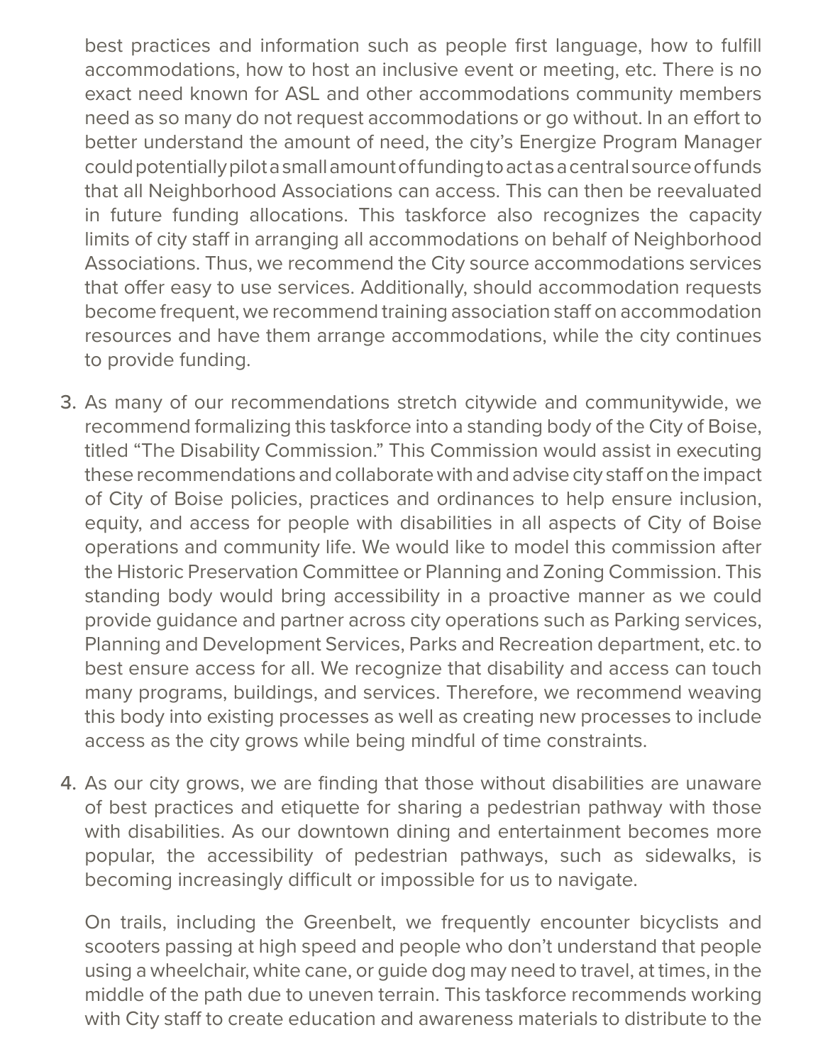best practices and information such as people first language, how to fulfill accommodations, how to host an inclusive event or meeting, etc. There is no exact need known for ASL and other accommodations community members need as so many do not request accommodations or go without. In an effort to better understand the amount of need, the city's Energize Program Manager could potentially pilot a small amount of funding to act as a central source of funds that all Neighborhood Associations can access. This can then be reevaluated in future funding allocations. This taskforce also recognizes the capacity limits of city staff in arranging all accommodations on behalf of Neighborhood Associations. Thus, we recommend the City source accommodations services that offer easy to use services. Additionally, should accommodation requests become frequent, we recommend training association staff on accommodation resources and have them arrange accommodations, while the city continues to provide funding.

3. As many of our recommendations stretch citywide and communitywide, we recommend formalizing this taskforce into a standing body of the City of Boise, titled "The Disability Commission." This Commission would assist in executing these recommendations and collaborate with and advise city staff on the impact of City of Boise policies, practices and ordinances to help ensure inclusion, equity, and access for people with disabilities in all aspects of City of Boise operations and community life. We would like to model this commission after the Historic Preservation Committee or Planning and Zoning Commission. This standing body would bring accessibility in a proactive manner as we could provide guidance and partner across city operations such as Parking services, Planning and Development Services, Parks and Recreation department, etc. to best ensure access for all. We recognize that disability and access can touch many programs, buildings, and services. Therefore, we recommend weaving this body into existing processes as well as creating new processes to include access as the city grows while being mindful of time constraints.

4. As our city grows, we are finding that those without disabilities are unaware of best practices and etiquette for sharing a pedestrian pathway with those with disabilities. As our downtown dining and entertainment becomes more popular, the accessibility of pedestrian pathways, such as sidewalks, is becoming increasingly difficult or impossible for us to navigate.

   On trails, including the Greenbelt, we frequently encounter bicyclists and scooters passing at high speed and people who don't understand that people using a wheelchair, white cane, or guide dog may need to travel, at times, in the middle of the path due to uneven terrain. This taskforce recommends working with City staff to create education and awareness materials to distribute to the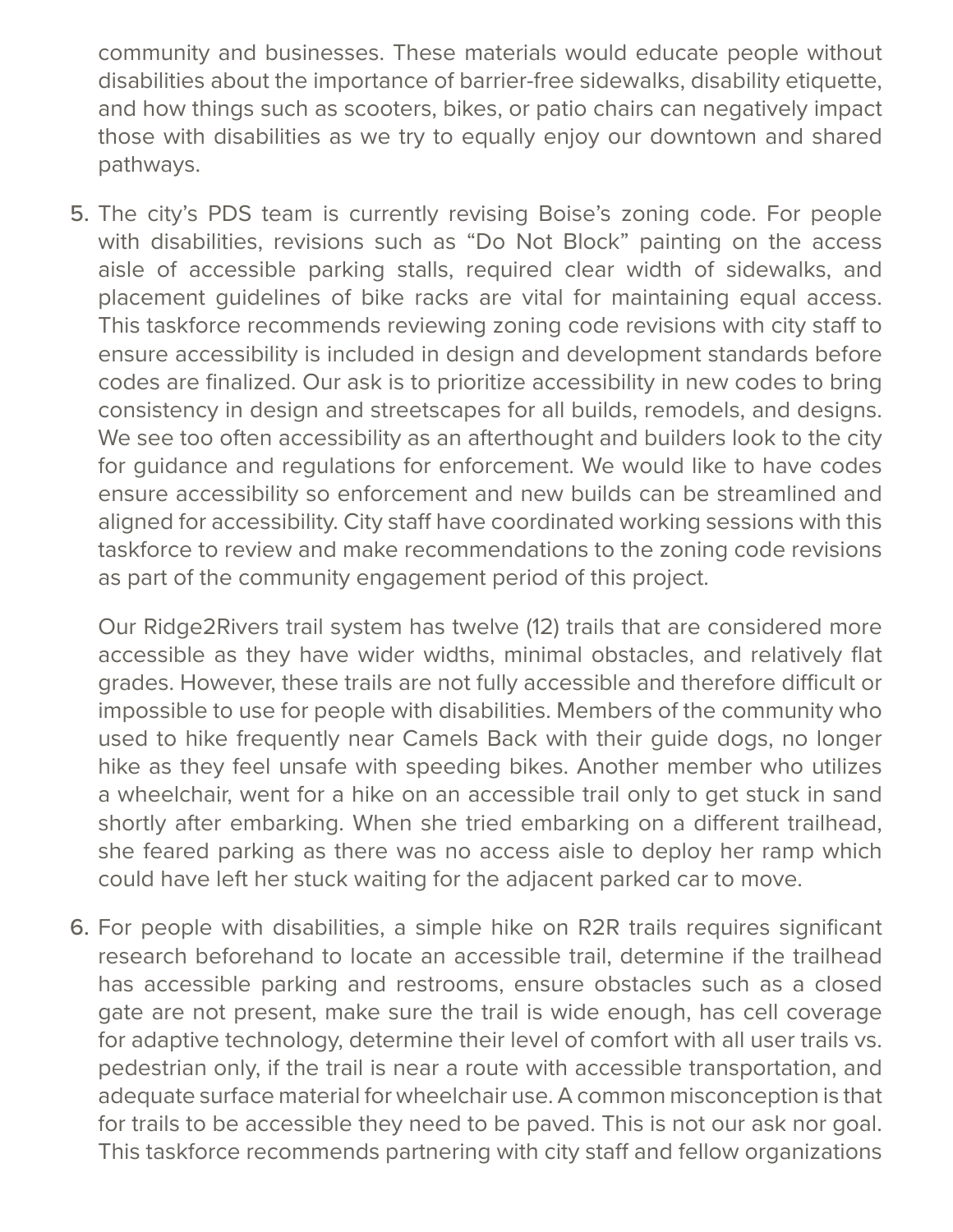community and businesses. These materials would educate people without disabilities about the importance of barrier-free sidewalks, disability etiquette, and how things such as scooters, bikes, or patio chairs can negatively impact those with disabilities as we try to equally enjoy our downtown and shared pathways.

5. The city's PDS team is currently revising Boise's zoning code. For people with disabilities, revisions such as "Do Not Block" painting on the access aisle of accessible parking stalls, required clear width of sidewalks, and placement guidelines of bike racks are vital for maintaining equal access. This taskforce recommends reviewing zoning code revisions with city staff to ensure accessibility is included in design and development standards before codes are finalized. Our ask is to prioritize accessibility in new codes to bring consistency in design and streetscapes for all builds, remodels, and designs. We see too often accessibility as an afterthought and builders look to the city for guidance and regulations for enforcement. We would like to have codes ensure accessibility so enforcement and new builds can be streamlined and aligned for accessibility. City staff have coordinated working sessions with this taskforce to review and make recommendations to the zoning code revisions as part of the community engagement period of this project.

   Our Ridge2Rivers trail system has twelve (12) trails that are considered more accessible as they have wider widths, minimal obstacles, and relatively flat grades. However, these trails are not fully accessible and therefore difficult or impossible to use for people with disabilities. Members of the community who used to hike frequently near Camels Back with their guide dogs, no longer hike as they feel unsafe with speeding bikes. Another member who utilizes a wheelchair, went for a hike on an accessible trail only to get stuck in sand shortly after embarking. When she tried embarking on a different trailhead, she feared parking as there was no access aisle to deploy her ramp which could have left her stuck waiting for the adjacent parked car to move.

6. For people with disabilities, a simple hike on R2R trails requires significant research beforehand to locate an accessible trail, determine if the trailhead has accessible parking and restrooms, ensure obstacles such as a closed gate are not present, make sure the trail is wide enough, has cell coverage for adaptive technology, determine their level of comfort with all user trails vs. pedestrian only, if the trail is near a route with accessible transportation, and adequate surface material for wheelchair use. A common misconception is that for trails to be accessible they need to be paved. This is not our ask nor goal. This taskforce recommends partnering with city staff and fellow organizations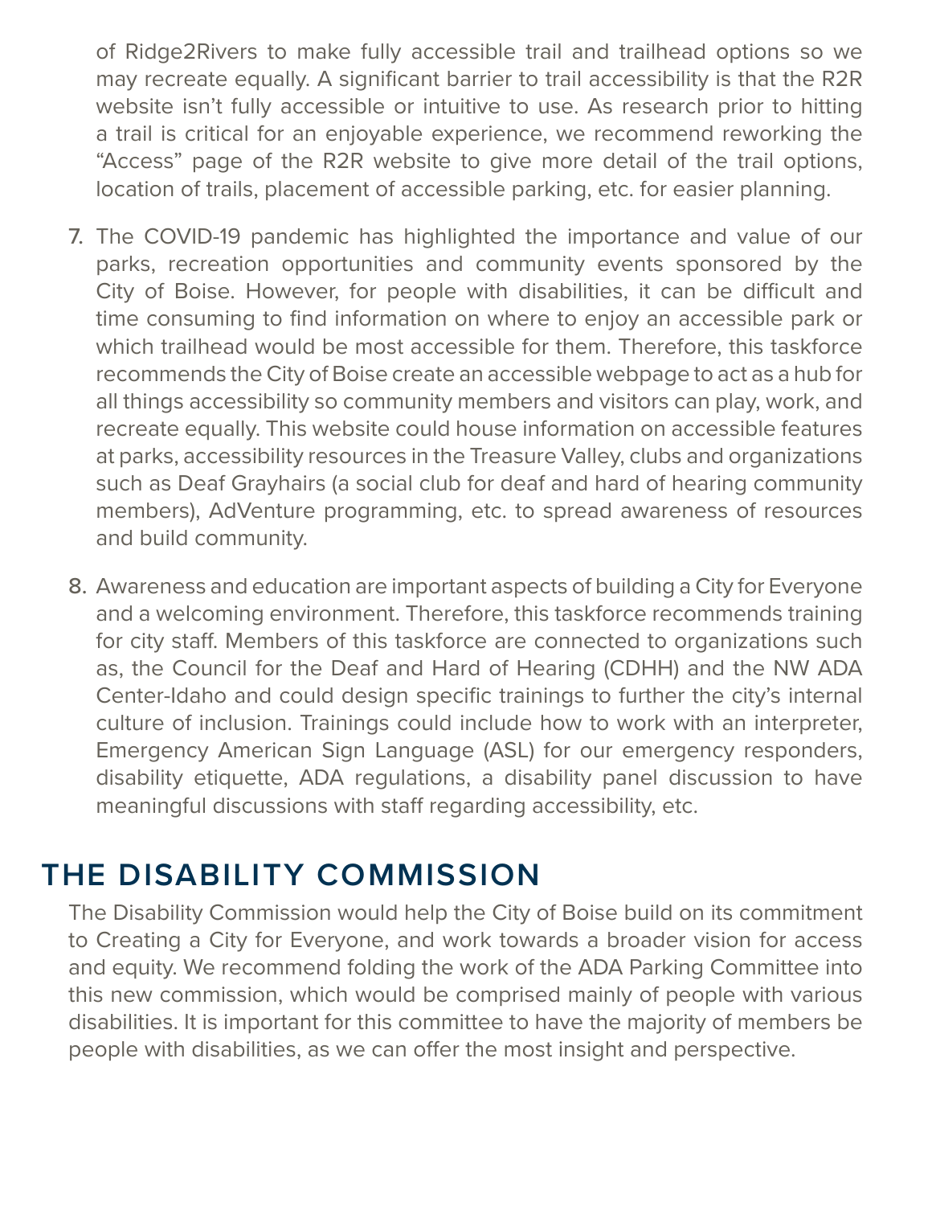of Ridge2Rivers to make fully accessible trail and trailhead options so we may recreate equally. A significant barrier to trail accessibility is that the R2R website isn't fully accessible or intuitive to use. As research prior to hitting a trail is critical for an enjoyable experience, we recommend reworking the "Access" page of the R2R website to give more detail of the trail options, location of trails, placement of accessible parking, etc. for easier planning.

7. The COVID-19 pandemic has highlighted the importance and value of our parks, recreation opportunities and community events sponsored by the City of Boise. However, for people with disabilities, it can be difficult and time consuming to find information on where to enjoy an accessible park or which trailhead would be most accessible for them. Therefore, this taskforce recommends the City of Boise create an accessible webpage to act as a hub for all things accessibility so community members and visitors can play, work, and recreate equally. This website could house information on accessible features at parks, accessibility resources in the Treasure Valley, clubs and organizations such as Deaf Grayhairs (a social club for deaf and hard of hearing community members), AdVenture programming, etc. to spread awareness of resources and build community.

8. Awareness and education are important aspects of building a City for Everyone and a welcoming environment. Therefore, this taskforce recommends training for city staff. Members of this taskforce are connected to organizations such as, the Council for the Deaf and Hard of Hearing (CDHH) and the NW ADA Center-Idaho and could design specific trainings to further the city's internal culture of inclusion. Trainings could include how to work with an interpreter, Emergency American Sign Language (ASL) for our emergency responders, disability etiquette, ADA regulations, a disability panel discussion to have meaningful discussions with staff regarding accessibility, etc.

## THE DISABILITY COMMISSION

The Disability Commission would help the City of Boise build on its commitment to Creating a City for Everyone, and work towards a broader vision for access and equity. We recommend folding the work of the ADA Parking Committee into this new commission, which would be comprised mainly of people with various disabilities. It is important for this committee to have the majority of members be people with disabilities, as we can offer the most insight and perspective.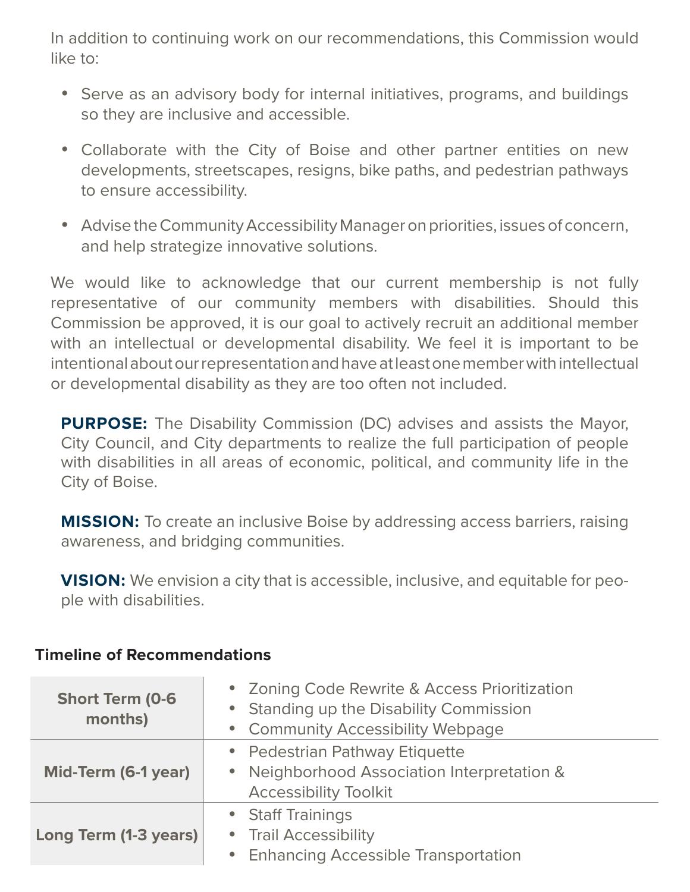In addition to continuing work on our recommendations, this Commission would like to:

- Serve as an advisory body for internal initiatives, programs, and buildings so they are inclusive and accessible.
- Collaborate with the City of Boise and other partner entities on new developments, streetscapes, resigns, bike paths, and pedestrian pathways to ensure accessibility.
- Advise the Community Accessibility Manager on priorities, issues of concern, and help strategize innovative solutions.

We would like to acknowledge that our current membership is not fully representative of our community members with disabilities. Should this Commission be approved, it is our goal to actively recruit an additional member with an intellectual or developmental disability. We feel it is important to be intentional about our representation and have at least one member with intellectual or developmental disability as they are too often not included.

**PURPOSE:** The Disability Commission (DC) advises and assists the Mayor, City Council, and City departments to realize the full participation of people with disabilities in all areas of economic, political, and community life in the City of Boise.

**MISSION:** To create an inclusive Boise by addressing access barriers, raising awareness, and bridging communities.

**VISION:** We envision a city that is accessible, inclusive, and equitable for people with disabilities.

**Timeline of Recommendations**

| | |
|---|---|
| **Short Term (0-6 months)** | • Zoning Code Rewrite & Access Prioritization<br>• Standing up the Disability Commission<br>• Community Accessibility Webpage |
| **Mid-Term (6-1 year)** | • Pedestrian Pathway Etiquette<br>• Neighborhood Association Interpretation & Accessibility Toolkit |
| **Long Term (1-3 years)** | • Staff Trainings<br>• Trail Accessibility<br>• Enhancing Accessible Transportation |